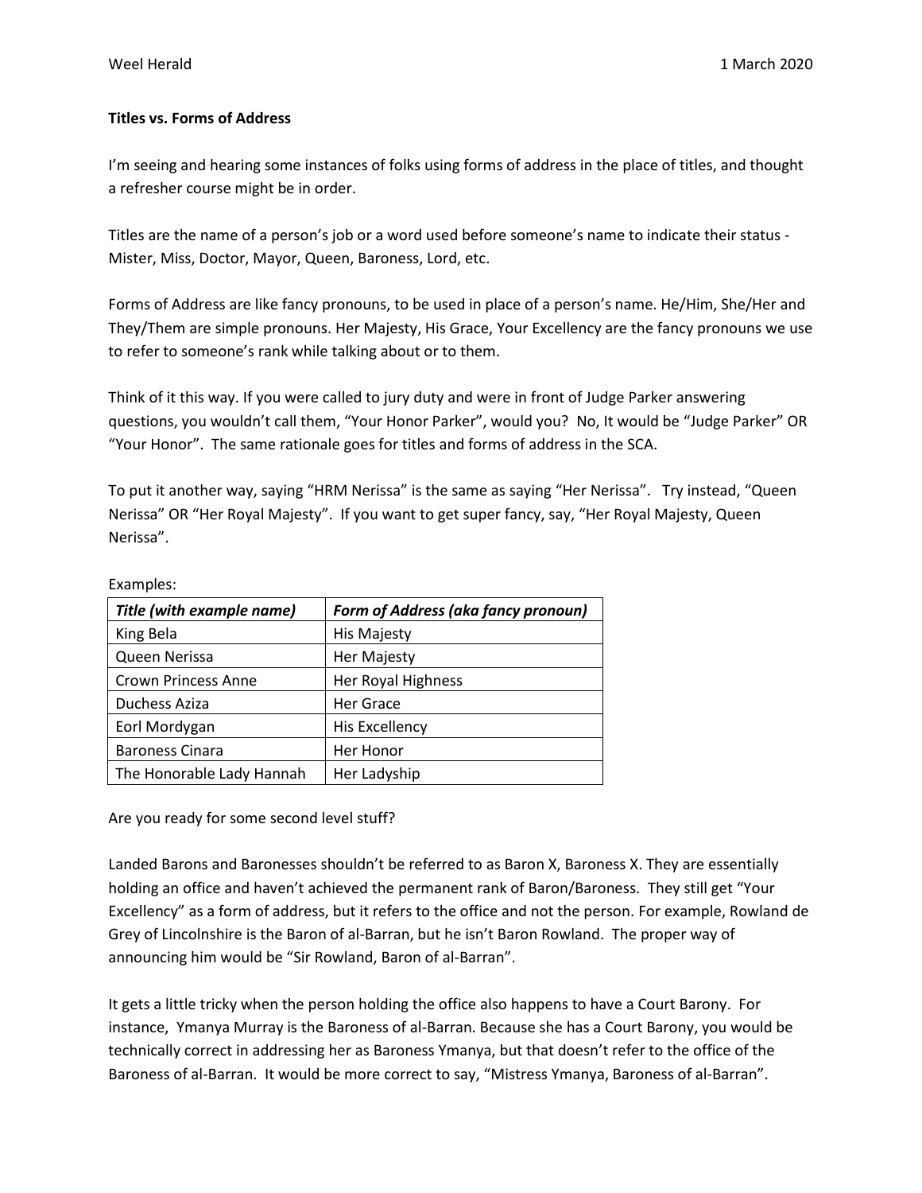Weel Herald 1 March 2020

**Titles vs. Forms of Address**

I'm seeing and hearing some instances of folks using forms of address in the place of titles, and thought a refresher course might be in order.

Titles are the name of a person's job or a word used before someone's name to indicate their status - Mister, Miss, Doctor, Mayor, Queen, Baroness, Lord, etc.

Forms of Address are like fancy pronouns, to be used in place of a person's name. He/Him, She/Her and They/Them are simple pronouns. Her Majesty, His Grace, Your Excellency are the fancy pronouns we use to refer to someone's rank while talking about or to them.

Think of it this way. If you were called to jury duty and were in front of Judge Parker answering questions, you wouldn't call them, "Your Honor Parker", would you? No, It would be "Judge Parker" OR "Your Honor". The same rationale goes for titles and forms of address in the SCA.

To put it another way, saying "HRM Nerissa" is the same as saying "Her Nerissa". Try instead, "Queen Nerissa" OR "Her Royal Majesty". If you want to get super fancy, say, "Her Royal Majesty, Queen Nerissa".

Examples:

| *Title (with example name)* | *Form of Address (aka fancy pronoun)* |
|---|---|
| King Bela | His Majesty |
| Queen Nerissa | Her Majesty |
| Crown Princess Anne | Her Royal Highness |
| Duchess Aziza | Her Grace |
| Eorl Mordygan | His Excellency |
| Baroness Cinara | Her Honor |
| The Honorable Lady Hannah | Her Ladyship |

Are you ready for some second level stuff?

Landed Barons and Baronesses shouldn't be referred to as Baron X, Baroness X. They are essentially holding an office and haven't achieved the permanent rank of Baron/Baroness. They still get "Your Excellency" as a form of address, but it refers to the office and not the person. For example, Rowland de Grey of Lincolnshire is the Baron of al-Barran, but he isn't Baron Rowland. The proper way of announcing him would be "Sir Rowland, Baron of al-Barran".

It gets a little tricky when the person holding the office also happens to have a Court Barony. For instance, Ymanya Murray is the Baroness of al-Barran. Because she has a Court Barony, you would be technically correct in addressing her as Baroness Ymanya, but that doesn't refer to the office of the Baroness of al-Barran. It would be more correct to say, "Mistress Ymanya, Baroness of al-Barran".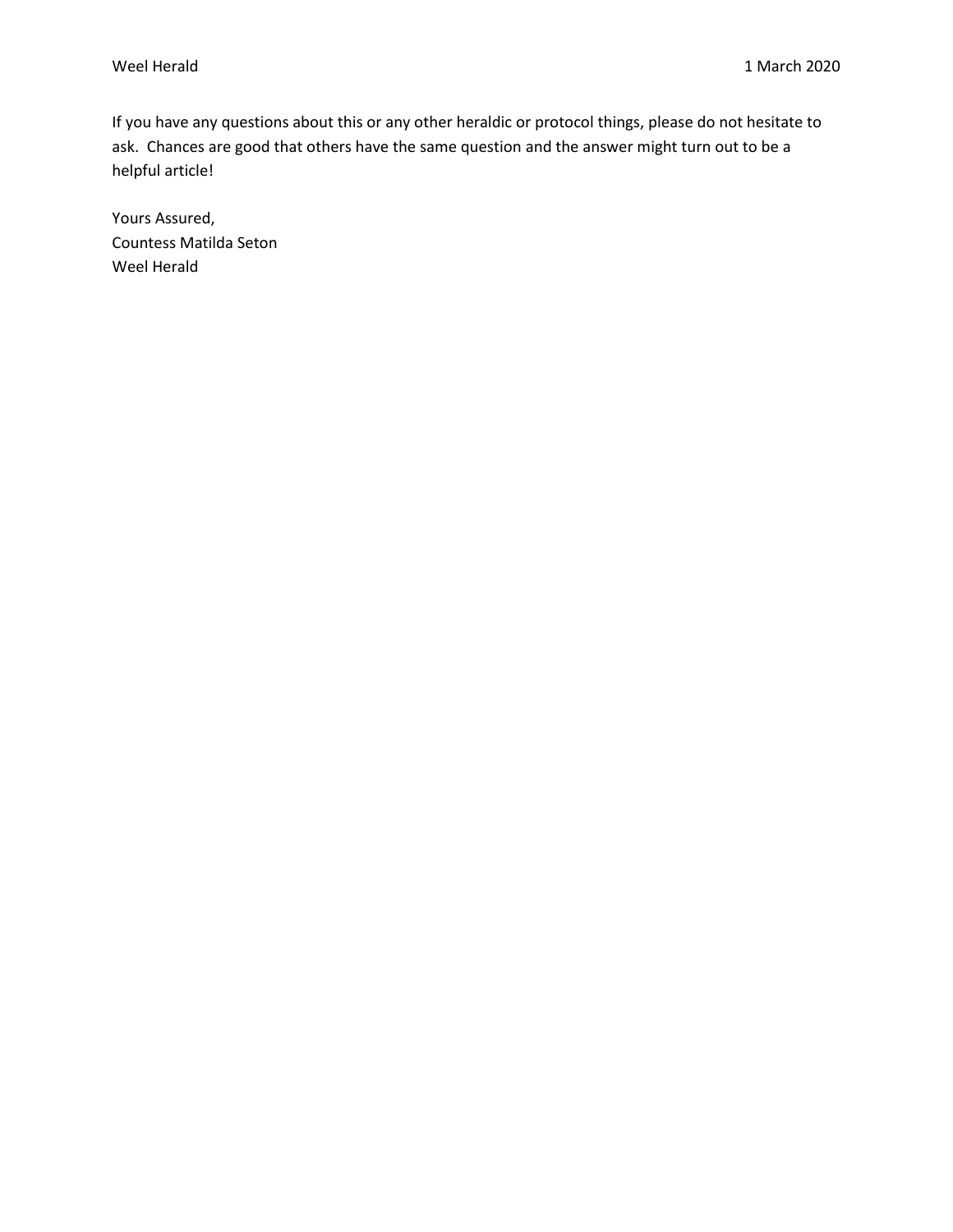If you have any questions about this or any other heraldic or protocol things, please do not hesitate to ask. Chances are good that others have the same question and the answer might turn out to be a helpful article!

Yours Assured,
Countess Matilda Seton
Weel Herald